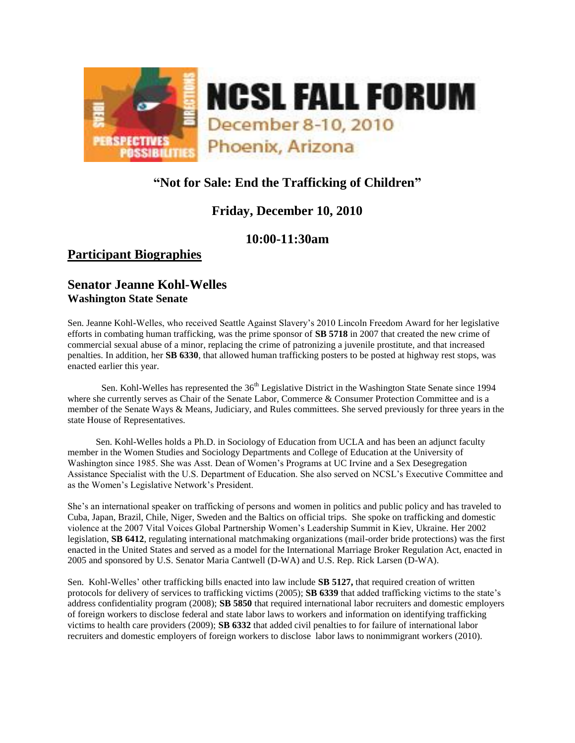# NCSL FALL FORUM

December 8-10, 2010

Phoenix, Arizona

## "Not for Sale: End the Trafficking of Children"

## Friday, December 10, 2010

## 10:00-11:30am

## Participant Biographies

### Senator Jeanne Kohl-Welles

**Washington State Senate**

Sen. Jeanne Kohl-Welles, who received Seattle Against Slavery's 2010 Lincoln Freedom Award for her legislative efforts in combating human trafficking, was the prime sponsor of **SB 5718** in 2007 that created the new crime of commercial sexual abuse of a minor, replacing the crime of patronizing a juvenile prostitute, and that increased penalties. In addition, her **SB 6330**, that allowed human trafficking posters to be posted at highway rest stops, was enacted earlier this year.

Sen. Kohl-Welles has represented the 36th Legislative District in the Washington State Senate since 1994 where she currently serves as Chair of the Senate Labor, Commerce & Consumer Protection Committee and is a member of the Senate Ways & Means, Judiciary, and Rules committees. She served previously for three years in the state House of Representatives.

Sen. Kohl-Welles holds a Ph.D. in Sociology of Education from UCLA and has been an adjunct faculty member in the Women Studies and Sociology Departments and College of Education at the University of Washington since 1985. She was Asst. Dean of Women's Programs at UC Irvine and a Sex Desegregation Assistance Specialist with the U.S. Department of Education. She also served on NCSL's Executive Committee and as the Women's Legislative Network's President.

She's an international speaker on trafficking of persons and women in politics and public policy and has traveled to Cuba, Japan, Brazil, Chile, Niger, Sweden and the Baltics on official trips. She spoke on trafficking and domestic violence at the 2007 Vital Voices Global Partnership Women's Leadership Summit in Kiev, Ukraine. Her 2002 legislation, **SB 6412**, regulating international matchmaking organizations (mail-order bride protections) was the first enacted in the United States and served as a model for the International Marriage Broker Regulation Act, enacted in 2005 and sponsored by U.S. Senator Maria Cantwell (D-WA) and U.S. Rep. Rick Larsen (D-WA).

Sen. Kohl-Welles' other trafficking bills enacted into law include **SB 5127,** that required creation of written protocols for delivery of services to trafficking victims (2005); **SB 6339** that added trafficking victims to the state's address confidentiality program (2008); **SB 5850** that required international labor recruiters and domestic employers of foreign workers to disclose federal and state labor laws to workers and information on identifying trafficking victims to health care providers (2009); **SB 6332** that added civil penalties to for failure of international labor recruiters and domestic employers of foreign workers to disclose labor laws to nonimmigrant workers (2010).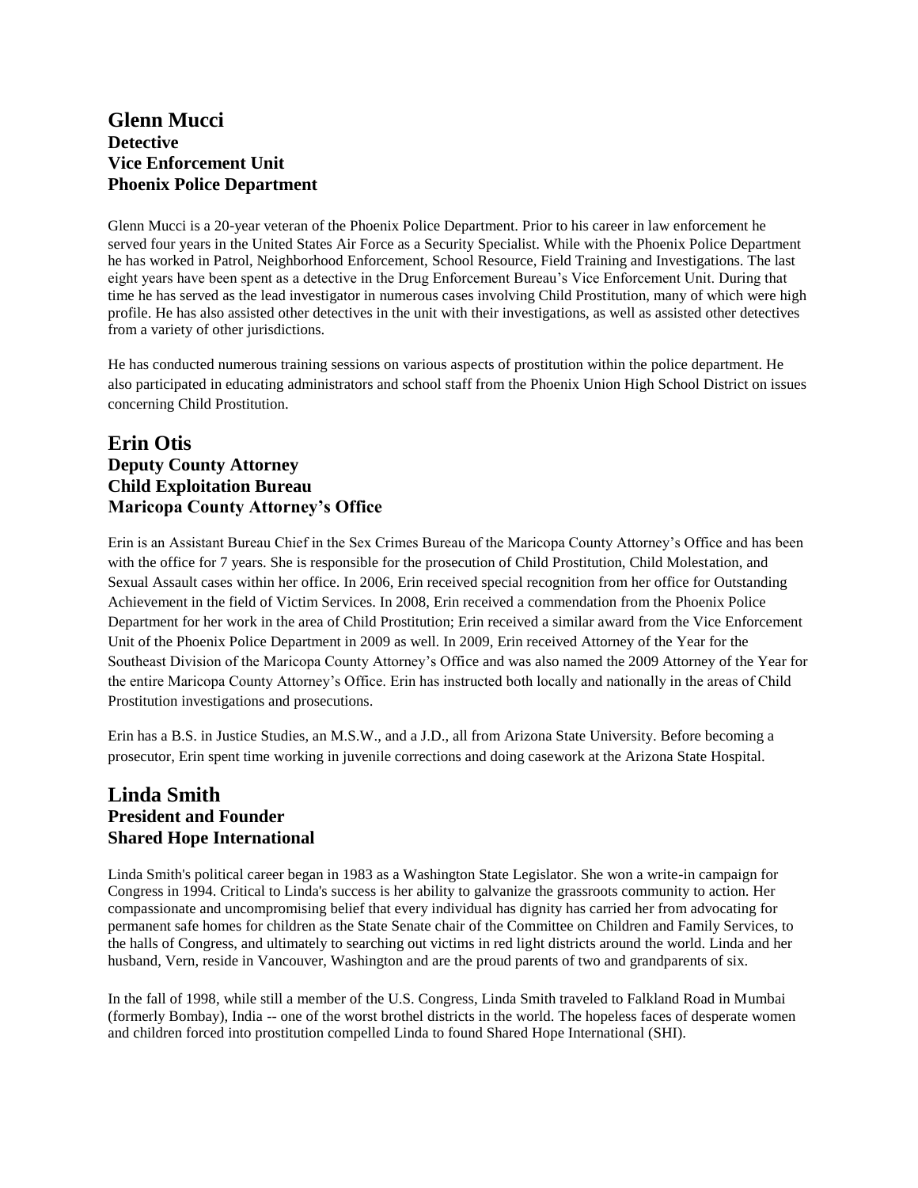## Glenn Mucci
**Detective**
**Vice Enforcement Unit**
**Phoenix Police Department**

Glenn Mucci is a 20-year veteran of the Phoenix Police Department. Prior to his career in law enforcement he served four years in the United States Air Force as a Security Specialist. While with the Phoenix Police Department he has worked in Patrol, Neighborhood Enforcement, School Resource, Field Training and Investigations. The last eight years have been spent as a detective in the Drug Enforcement Bureau's Vice Enforcement Unit. During that time he has served as the lead investigator in numerous cases involving Child Prostitution, many of which were high profile. He has also assisted other detectives in the unit with their investigations, as well as assisted other detectives from a variety of other jurisdictions.

He has conducted numerous training sessions on various aspects of prostitution within the police department. He also participated in educating administrators and school staff from the Phoenix Union High School District on issues concerning Child Prostitution.

## Erin Otis
**Deputy County Attorney**
**Child Exploitation Bureau**
**Maricopa County Attorney's Office**

Erin is an Assistant Bureau Chief in the Sex Crimes Bureau of the Maricopa County Attorney's Office and has been with the office for 7 years. She is responsible for the prosecution of Child Prostitution, Child Molestation, and Sexual Assault cases within her office. In 2006, Erin received special recognition from her office for Outstanding Achievement in the field of Victim Services. In 2008, Erin received a commendation from the Phoenix Police Department for her work in the area of Child Prostitution; Erin received a similar award from the Vice Enforcement Unit of the Phoenix Police Department in 2009 as well. In 2009, Erin received Attorney of the Year for the Southeast Division of the Maricopa County Attorney's Office and was also named the 2009 Attorney of the Year for the entire Maricopa County Attorney's Office. Erin has instructed both locally and nationally in the areas of Child Prostitution investigations and prosecutions.

Erin has a B.S. in Justice Studies, an M.S.W., and a J.D., all from Arizona State University. Before becoming a prosecutor, Erin spent time working in juvenile corrections and doing casework at the Arizona State Hospital.

## Linda Smith
**President and Founder**
**Shared Hope International**

Linda Smith's political career began in 1983 as a Washington State Legislator. She won a write-in campaign for Congress in 1994. Critical to Linda's success is her ability to galvanize the grassroots community to action. Her compassionate and uncompromising belief that every individual has dignity has carried her from advocating for permanent safe homes for children as the State Senate chair of the Committee on Children and Family Services, to the halls of Congress, and ultimately to searching out victims in red light districts around the world. Linda and her husband, Vern, reside in Vancouver, Washington and are the proud parents of two and grandparents of six.

In the fall of 1998, while still a member of the U.S. Congress, Linda Smith traveled to Falkland Road in Mumbai (formerly Bombay), India -- one of the worst brothel districts in the world. The hopeless faces of desperate women and children forced into prostitution compelled Linda to found Shared Hope International (SHI).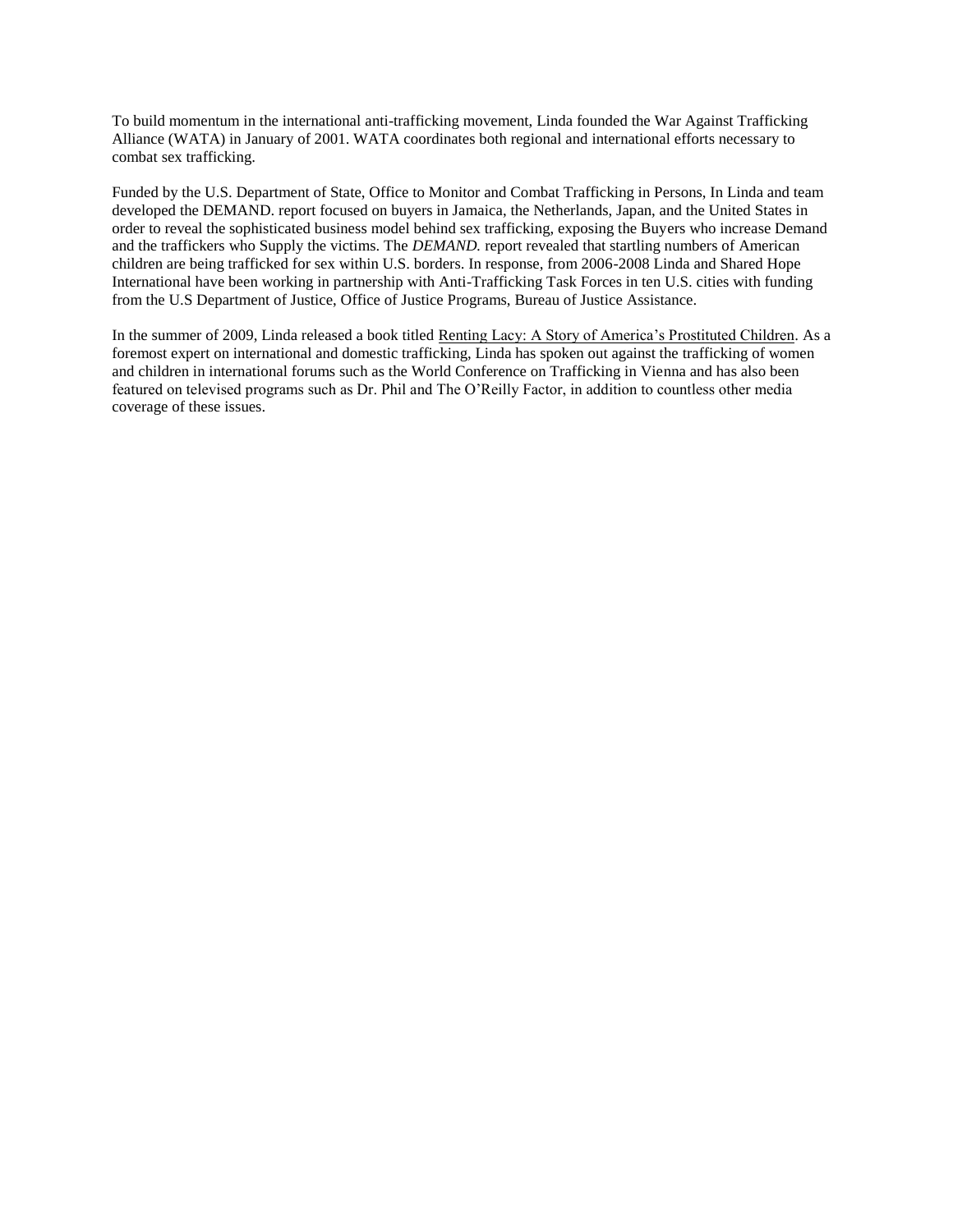To build momentum in the international anti-trafficking movement, Linda founded the War Against Trafficking Alliance (WATA) in January of 2001. WATA coordinates both regional and international efforts necessary to combat sex trafficking.

Funded by the U.S. Department of State, Office to Monitor and Combat Trafficking in Persons, In Linda and team developed the DEMAND. report focused on buyers in Jamaica, the Netherlands, Japan, and the United States in order to reveal the sophisticated business model behind sex trafficking, exposing the Buyers who increase Demand and the traffickers who Supply the victims. The *DEMAND.* report revealed that startling numbers of American children are being trafficked for sex within U.S. borders. In response, from 2006-2008 Linda and Shared Hope International have been working in partnership with Anti-Trafficking Task Forces in ten U.S. cities with funding from the U.S Department of Justice, Office of Justice Programs, Bureau of Justice Assistance.

In the summer of 2009, Linda released a book titled Renting Lacy: A Story of America's Prostituted Children. As a foremost expert on international and domestic trafficking, Linda has spoken out against the trafficking of women and children in international forums such as the World Conference on Trafficking in Vienna and has also been featured on televised programs such as Dr. Phil and The O'Reilly Factor, in addition to countless other media coverage of these issues.